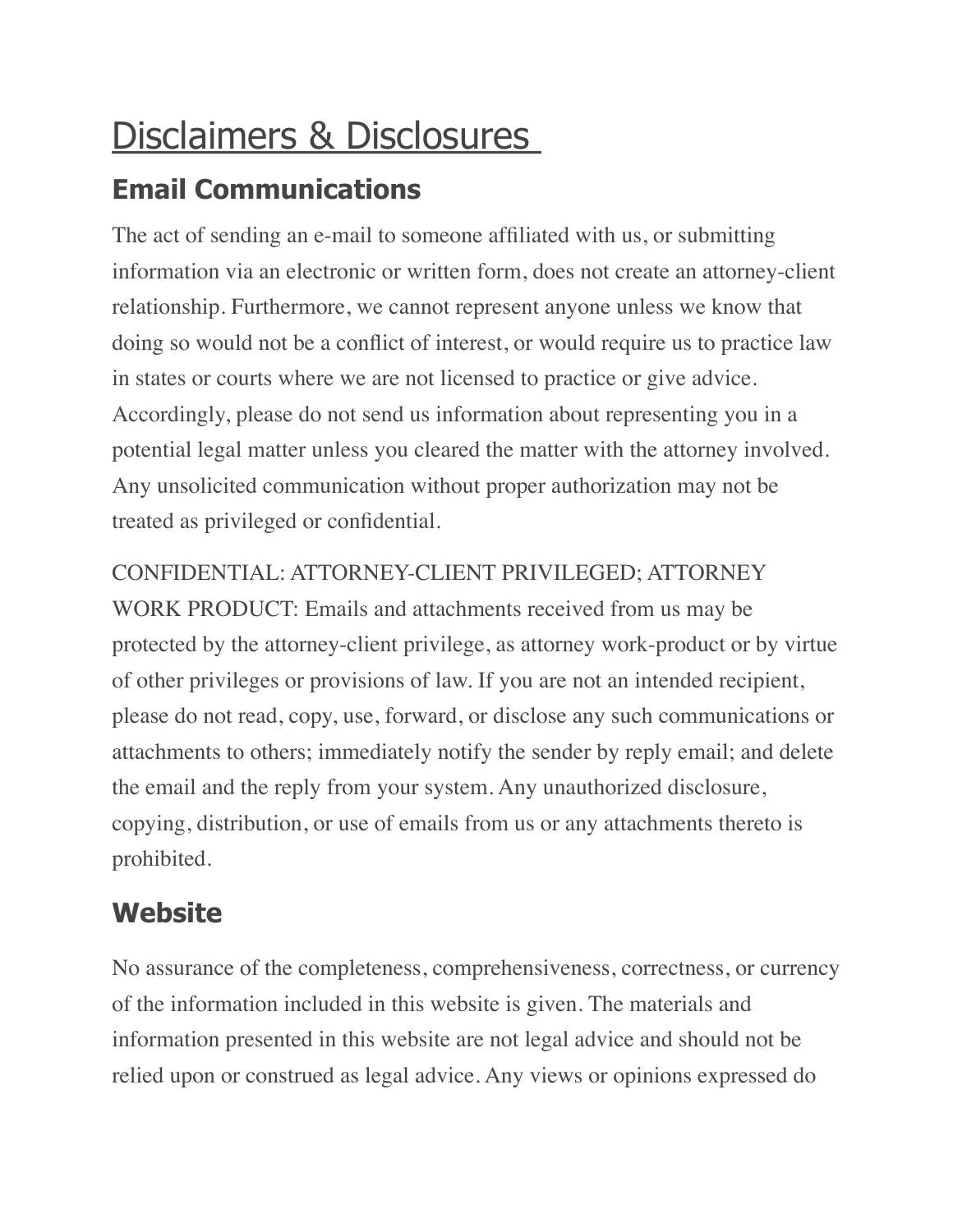# Disclaimers & Disclosures

## Email Communications

The act of sending an e-mail to someone affiliated with us, or submitting information via an electronic or written form, does not create an attorney-client relationship. Furthermore, we cannot represent anyone unless we know that doing so would not be a conflict of interest, or would require us to practice law in states or courts where we are not licensed to practice or give advice. Accordingly, please do not send us information about representing you in a potential legal matter unless you cleared the matter with the attorney involved. Any unsolicited communication without proper authorization may not be treated as privileged or confidential.

CONFIDENTIAL: ATTORNEY-CLIENT PRIVILEGED; ATTORNEY WORK PRODUCT: Emails and attachments received from us may be protected by the attorney-client privilege, as attorney work-product or by virtue of other privileges or provisions of law. If you are not an intended recipient, please do not read, copy, use, forward, or disclose any such communications or attachments to others; immediately notify the sender by reply email; and delete the email and the reply from your system. Any unauthorized disclosure, copying, distribution, or use of emails from us or any attachments thereto is prohibited.

## Website

No assurance of the completeness, comprehensiveness, correctness, or currency of the information included in this website is given. The materials and information presented in this website are not legal advice and should not be relied upon or construed as legal advice. Any views or opinions expressed do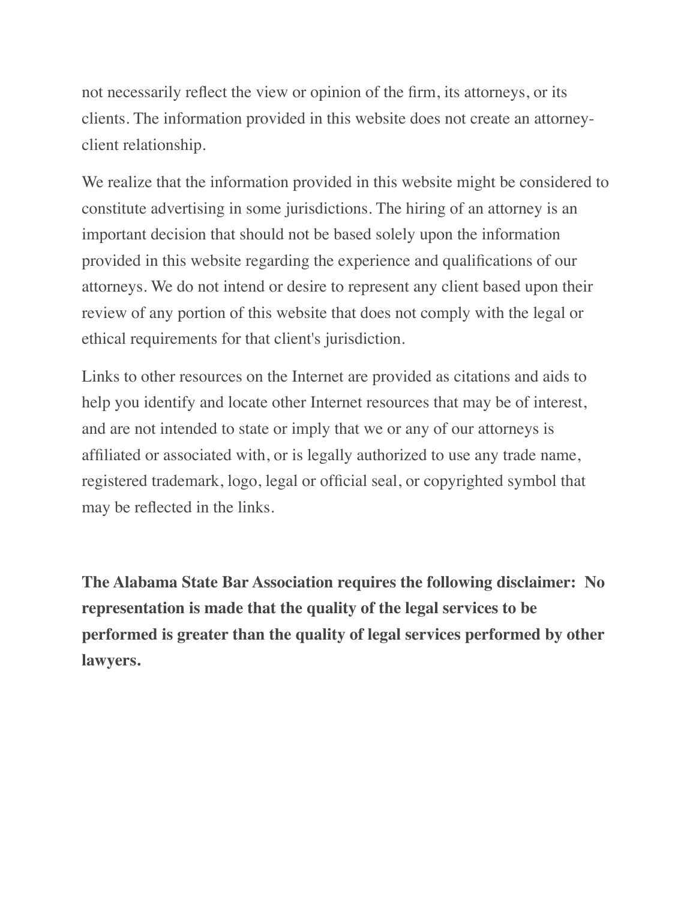not necessarily reflect the view or opinion of the firm, its attorneys, or its clients. The information provided in this website does not create an attorney-client relationship.

We realize that the information provided in this website might be considered to constitute advertising in some jurisdictions. The hiring of an attorney is an important decision that should not be based solely upon the information provided in this website regarding the experience and qualifications of our attorneys. We do not intend or desire to represent any client based upon their review of any portion of this website that does not comply with the legal or ethical requirements for that client's jurisdiction.

Links to other resources on the Internet are provided as citations and aids to help you identify and locate other Internet resources that may be of interest, and are not intended to state or imply that we or any of our attorneys is affiliated or associated with, or is legally authorized to use any trade name, registered trademark, logo, legal or official seal, or copyrighted symbol that may be reflected in the links.

**The Alabama State Bar Association requires the following disclaimer: No representation is made that the quality of the legal services to be performed is greater than the quality of legal services performed by other lawyers.**